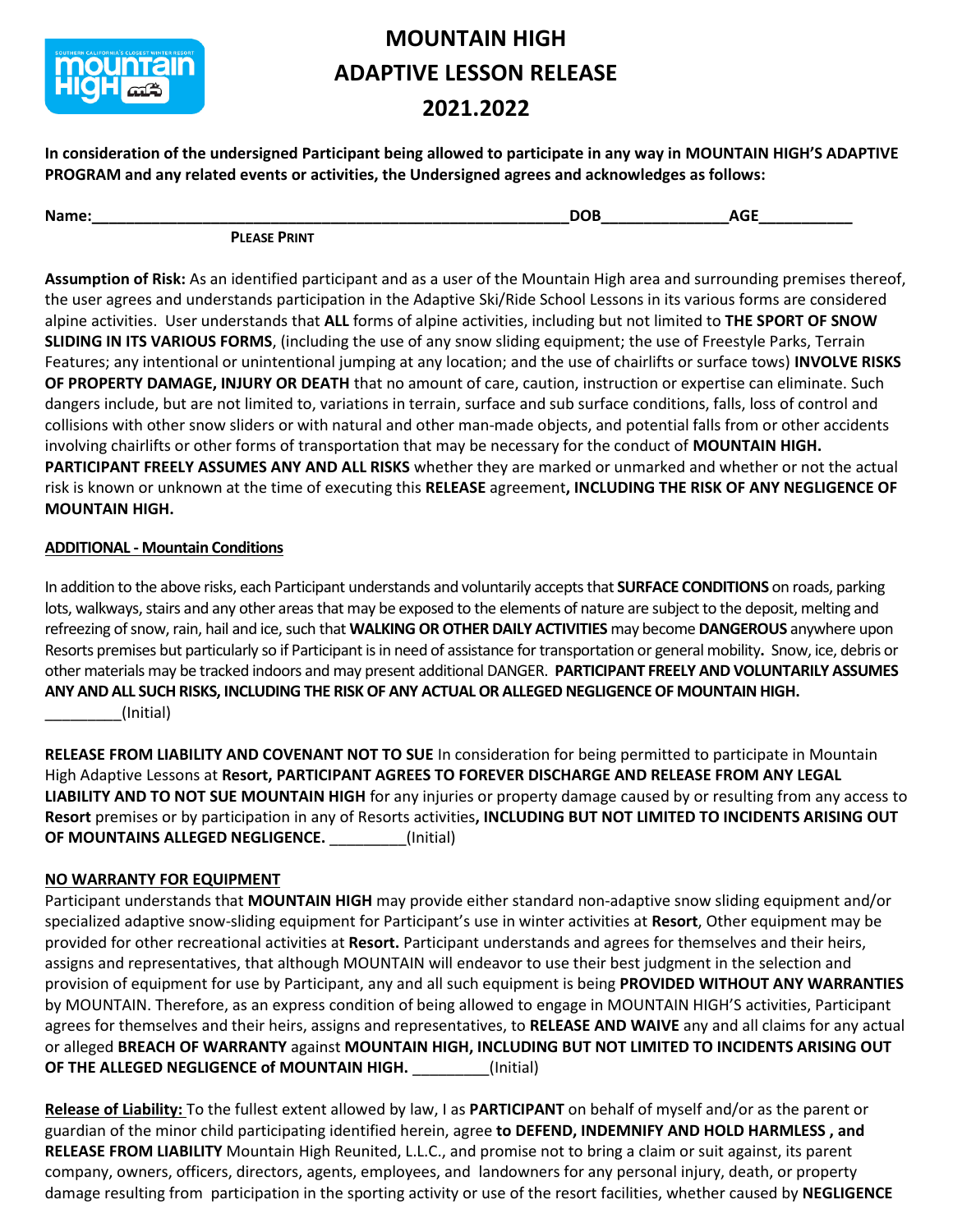# MOUNTAIN HIGH
# ADAPTIVE LESSON RELEASE
# 2021.2022

**In consideration of the undersigned Participant being allowed to participate in any way in MOUNTAIN HIGH'S ADAPTIVE PROGRAM and any related events or activities, the Undersigned agrees and acknowledges as follows:**

**Name:**_______________________________________________________**DOB**______________**AGE**___________

**PLEASE PRINT**

**Assumption of Risk:** As an identified participant and as a user of the Mountain High area and surrounding premises thereof, the user agrees and understands participation in the Adaptive Ski/Ride School Lessons in its various forms are considered alpine activities. User understands that **ALL** forms of alpine activities, including but not limited to **THE SPORT OF SNOW SLIDING IN ITS VARIOUS FORMS**, (including the use of any snow sliding equipment; the use of Freestyle Parks, Terrain Features; any intentional or unintentional jumping at any location; and the use of chairlifts or surface tows) **INVOLVE RISKS OF PROPERTY DAMAGE, INJURY OR DEATH** that no amount of care, caution, instruction or expertise can eliminate. Such dangers include, but are not limited to, variations in terrain, surface and sub surface conditions, falls, loss of control and collisions with other snow sliders or with natural and other man-made objects, and potential falls from or other accidents involving chairlifts or other forms of transportation that may be necessary for the conduct of **MOUNTAIN HIGH. PARTICIPANT FREELY ASSUMES ANY AND ALL RISKS** whether they are marked or unmarked and whether or not the actual risk is known or unknown at the time of executing this **RELEASE** agreement**, INCLUDING THE RISK OF ANY NEGLIGENCE OF MOUNTAIN HIGH.**

**ADDITIONAL - Mountain Conditions**

In addition to the above risks, each Participant understands and voluntarily accepts that **SURFACE CONDITIONS** on roads, parking lots, walkways, stairs and any other areas that may be exposed to the elements of nature are subject to the deposit, melting and refreezing of snow, rain, hail and ice, such that **WALKING OR OTHER DAILY ACTIVITIES** may become **DANGEROUS** anywhere upon Resorts premises but particularly so if Participant is in need of assistance for transportation or general mobility**.** Snow, ice, debris or other materials may be tracked indoors and may present additional DANGER. **PARTICIPANT FREELY AND VOLUNTARILY ASSUMES ANY AND ALL SUCH RISKS, INCLUDING THE RISK OF ANY ACTUAL OR ALLEGED NEGLIGENCE OF MOUNTAIN HIGH.** _________(Initial)

**RELEASE FROM LIABILITY AND COVENANT NOT TO SUE** In consideration for being permitted to participate in Mountain High Adaptive Lessons at **Resort, PARTICIPANT AGREES TO FOREVER DISCHARGE AND RELEASE FROM ANY LEGAL LIABILITY AND TO NOT SUE MOUNTAIN HIGH** for any injuries or property damage caused by or resulting from any access to **Resort** premises or by participation in any of Resorts activities**, INCLUDING BUT NOT LIMITED TO INCIDENTS ARISING OUT OF MOUNTAINS ALLEGED NEGLIGENCE.** _________(Initial)

**NO WARRANTY FOR EQUIPMENT**

Participant understands that **MOUNTAIN HIGH** may provide either standard non-adaptive snow sliding equipment and/or specialized adaptive snow-sliding equipment for Participant's use in winter activities at **Resort**, Other equipment may be provided for other recreational activities at **Resort.** Participant understands and agrees for themselves and their heirs, assigns and representatives, that although MOUNTAIN will endeavor to use their best judgment in the selection and provision of equipment for use by Participant, any and all such equipment is being **PROVIDED WITHOUT ANY WARRANTIES** by MOUNTAIN. Therefore, as an express condition of being allowed to engage in MOUNTAIN HIGH'S activities, Participant agrees for themselves and their heirs, assigns and representatives, to **RELEASE AND WAIVE** any and all claims for any actual or alleged **BREACH OF WARRANTY** against **MOUNTAIN HIGH, INCLUDING BUT NOT LIMITED TO INCIDENTS ARISING OUT OF THE ALLEGED NEGLIGENCE of MOUNTAIN HIGH.** _________(Initial)

**Release of Liability:** To the fullest extent allowed by law, I as **PARTICIPANT** on behalf of myself and/or as the parent or guardian of the minor child participating identified herein, agree **to DEFEND, INDEMNIFY AND HOLD HARMLESS , and RELEASE FROM LIABILITY** Mountain High Reunited, L.L.C., and promise not to bring a claim or suit against, its parent company, owners, officers, directors, agents, employees, and landowners for any personal injury, death, or property damage resulting from participation in the sporting activity or use of the resort facilities, whether caused by **NEGLIGENCE**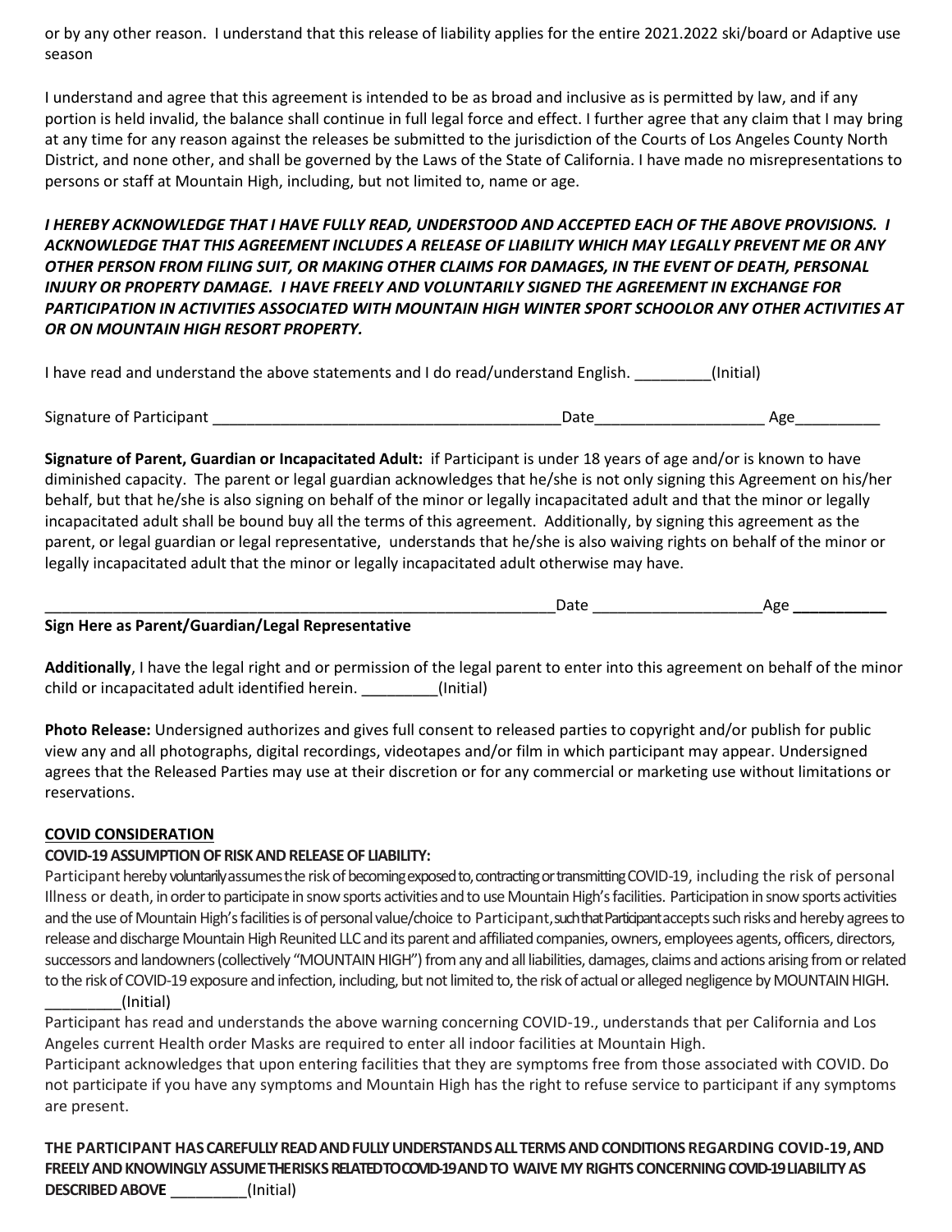or by any other reason. I understand that this release of liability applies for the entire 2021.2022 ski/board or Adaptive use season

I understand and agree that this agreement is intended to be as broad and inclusive as is permitted by law, and if any portion is held invalid, the balance shall continue in full legal force and effect. I further agree that any claim that I may bring at any time for any reason against the releases be submitted to the jurisdiction of the Courts of Los Angeles County North District, and none other, and shall be governed by the Laws of the State of California. I have made no misrepresentations to persons or staff at Mountain High, including, but not limited to, name or age.

***I HEREBY ACKNOWLEDGE THAT I HAVE FULLY READ, UNDERSTOOD AND ACCEPTED EACH OF THE ABOVE PROVISIONS. I ACKNOWLEDGE THAT THIS AGREEMENT INCLUDES A RELEASE OF LIABILITY WHICH MAY LEGALLY PREVENT ME OR ANY OTHER PERSON FROM FILING SUIT, OR MAKING OTHER CLAIMS FOR DAMAGES, IN THE EVENT OF DEATH, PERSONAL INJURY OR PROPERTY DAMAGE. I HAVE FREELY AND VOLUNTARILY SIGNED THE AGREEMENT IN EXCHANGE FOR PARTICIPATION IN ACTIVITIES ASSOCIATED WITH MOUNTAIN HIGH WINTER SPORT SCHOOLOR ANY OTHER ACTIVITIES AT OR ON MOUNTAIN HIGH RESORT PROPERTY.***

I have read and understand the above statements and I do read/understand English. _________(Initial)

Signature of Participant _________________________________________Date____________________ Age__________

**Signature of Parent, Guardian or Incapacitated Adult:** if Participant is under 18 years of age and/or is known to have diminished capacity. The parent or legal guardian acknowledges that he/she is not only signing this Agreement on his/her behalf, but that he/she is also signing on behalf of the minor or legally incapacitated adult and that the minor or legally incapacitated adult shall be bound buy all the terms of this agreement. Additionally, by signing this agreement as the parent, or legal guardian or legal representative, understands that he/she is also waiving rights on behalf of the minor or legally incapacitated adult that the minor or legally incapacitated adult otherwise may have.

______________________________________________________________Date ____________________Age ___________

**Sign Here as Parent/Guardian/Legal Representative**

**Additionally**, I have the legal right and or permission of the legal parent to enter into this agreement on behalf of the minor child or incapacitated adult identified herein. _________(Initial)

**Photo Release:** Undersigned authorizes and gives full consent to released parties to copyright and/or publish for public view any and all photographs, digital recordings, videotapes and/or film in which participant may appear. Undersigned agrees that the Released Parties may use at their discretion or for any commercial or marketing use without limitations or reservations.

**COVID CONSIDERATION**

**COVID-19 ASSUMPTION OF RISK AND RELEASE OF LIABILITY:**

Participant hereby voluntarily assumes the risk of becoming exposed to, contracting or transmitting COVID-19, including the risk of personal Illness or death, in order to participate in snow sports activities and to use Mountain High's facilities. Participation in snow sports activities and the use of Mountain High's facilities is of personal value/choice to Participant, such that Participant accepts such risks and hereby agrees to release and discharge Mountain High Reunited LLC and its parent and affiliated companies, owners, employees agents, officers, directors, successors and landowners (collectively "MOUNTAIN HIGH") from any and all liabilities, damages, claims and actions arising from or related to the risk of COVID-19 exposure and infection, including, but not limited to, the risk of actual or alleged negligence by MOUNTAIN HIGH. _________(Initial)

Participant has read and understands the above warning concerning COVID-19., understands that per California and Los Angeles current Health order Masks are required to enter all indoor facilities at Mountain High.

Participant acknowledges that upon entering facilities that they are symptoms free from those associated with COVID. Do not participate if you have any symptoms and Mountain High has the right to refuse service to participant if any symptoms are present.

**THE PARTICIPANT HAS CAREFULLY READ AND FULLY UNDERSTANDS ALL TERMS AND CONDITIONS REGARDING COVID-19, AND FREELY AND KNOWINGLY ASSUME THE RISKS RELATED TO COVID-19 AND TO WAIVE MY RIGHTS CONCERNING COVID-19 LIABILITY AS DESCRIBED ABOVE** _________(Initial)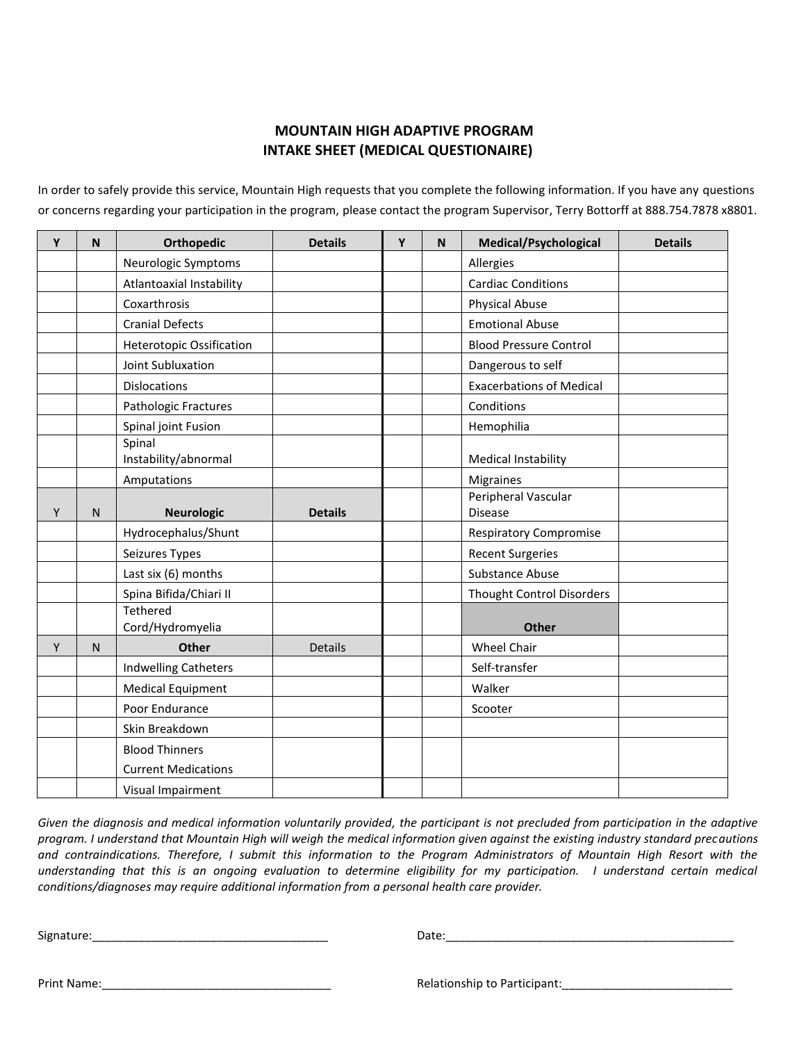# MOUNTAIN HIGH ADAPTIVE PROGRAM
## INTAKE SHEET (MEDICAL QUESTIONAIRE)

In order to safely provide this service, Mountain High requests that you complete the following information. If you have any questions or concerns regarding your participation in the program, please contact the program Supervisor, Terry Bottorff at 888.754.7878 x8801.

| Y | N | Orthopedic | Details | Y | N | Medical/Psychological | Details |
|---|---|---|---|---|---|---|---|
| | | Neurologic Symptoms | | | | Allergies | |
| | | Atlantoaxial Instability | | | | Cardiac Conditions | |
| | | Coxarthrosis | | | | Physical Abuse | |
| | | Cranial Defects | | | | Emotional Abuse | |
| | | Heterotopic Ossification | | | | Blood Pressure Control | |
| | | Joint Subluxation | | | | Dangerous to self | |
| | | Dislocations | | | | Exacerbations of Medical | |
| | | Pathologic Fractures | | | | Conditions | |
| | | Spinal joint Fusion | | | | Hemophilia | |
| | | Spinal Instability/abnormal | | | | Medical Instability | |
| | | Amputations | | | | Migraines | |
| **Y** | **N** | **Neurologic** | **Details** | | | Peripheral Vascular Disease | |
| | | Hydrocephalus/Shunt | | | | Respiratory Compromise | |
| | | Seizures Types | | | | Recent Surgeries | |
| | | Last six (6) months | | | | Substance Abuse | |
| | | Spina Bifida/Chiari II | | | | Thought Control Disorders | |
| | | Tethered Cord/Hydromyelia | | | | **Other** | |
| **Y** | **N** | **Other** | **Details** | | | Wheel Chair | |
| | | Indwelling Catheters | | | | Self-transfer | |
| | | Medical Equipment | | | | Walker | |
| | | Poor Endurance | | | | Scooter | |
| | | Skin Breakdown | | | | | |
| | | Blood Thinners<br>Current Medications | | | | | |
| | | Visual Impairment | | | | | |

*Given the diagnosis and medical information voluntarily provided, the participant is not precluded from participation in the adaptive program. I understand that Mountain High will weigh the medical information given against the existing industry standard precautions and contraindications. Therefore, I submit this information to the Program Administrators of Mountain High Resort with the understanding that this is an ongoing evaluation to determine eligibility for my participation. I understand certain medical conditions/diagnoses may require additional information from a personal health care provider.*

Signature:____________________________________ Date:____________________________________________

Print Name:___________________________________ Relationship to Participant:__________________________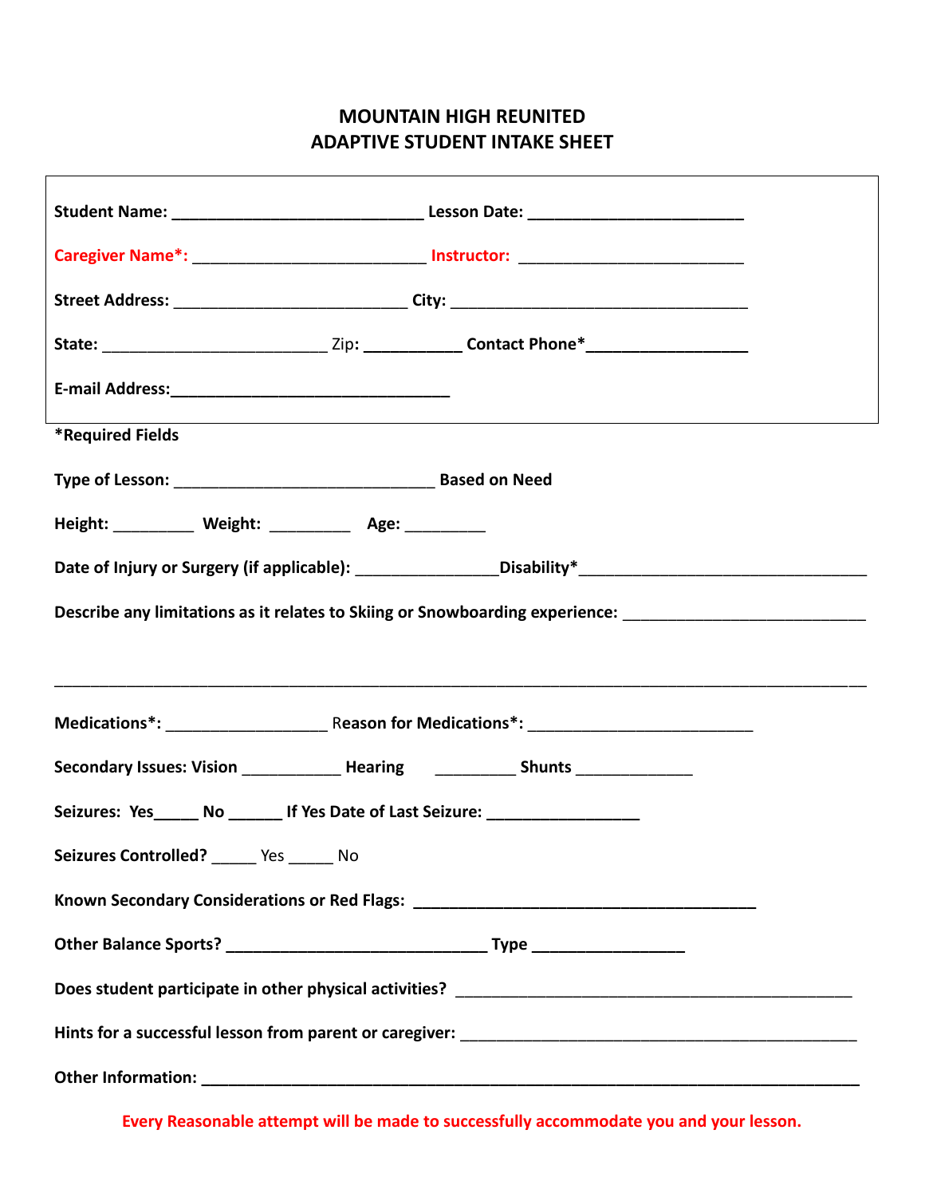# MOUNTAIN HIGH REUNITED
# ADAPTIVE STUDENT INTAKE SHEET

**Student Name:** ____________________________ **Lesson Date:** ________________________

**Caregiver Name*:** __________________________ **Instructor:** ________________________

**Street Address:** __________________________ **City:** _________________________________

**State:** _________________________ Zip: ___________ **Contact Phone*** __________________

**E-mail Address:** _______________________________

***Required Fields**

**Type of Lesson:** _____________________________ **Based on Need**

**Height:** _________ **Weight:** _________ **Age:** _________

**Date of Injury or Surgery (if applicable):** _______________**Disability*** ________________________________

**Describe any limitations as it relates to Skiing or Snowboarding experience:** ___________________________

_____________________________________________________________________________________

**Medications*:** __________________ **Reason for Medications*:** _________________________

**Secondary Issues: Vision** ___________ **Hearing** _________ **Shunts** _____________

**Seizures: Yes**_____ **No** ______ **If Yes Date of Last Seizure:** _________________

**Seizures Controlled?** _____ Yes _____ No

**Known Secondary Considerations or Red Flags:** _______________________________________

**Other Balance Sports?** _____________________________ **Type** _________________

**Does student participate in other physical activities?** _____________________________________________

**Hints for a successful lesson from parent or caregiver:** ____________________________________________

**Other Information:** ___________________________________________________________________________

**Every Reasonable attempt will be made to successfully accommodate you and your lesson.**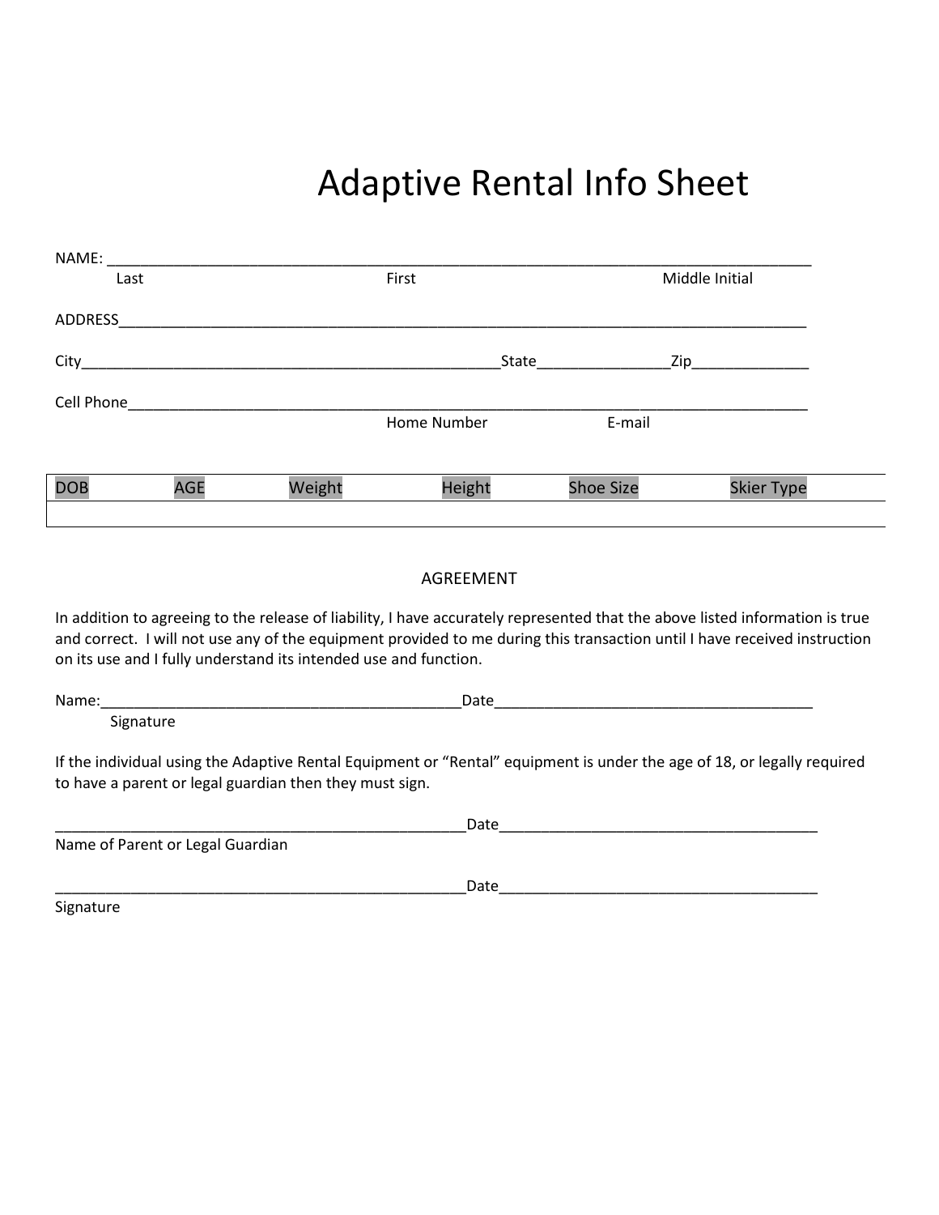# Adaptive Rental Info Sheet

NAME: ______________________________________________________________________________________

Last First Middle Initial

ADDRESS_____________________________________________________________________________________

City_________________________________________________State________________Zip______________

Cell Phone__________________________________________________________________________________

Home Number E-mail

| DOB | AGE | Weight | Height | Shoe Size | Skier Type |
|---|---|---|---|---|---|
| | | | | | |

AGREEMENT

In addition to agreeing to the release of liability, I have accurately represented that the above listed information is true and correct. I will not use any of the equipment provided to me during this transaction until I have received instruction on its use and I fully understand its intended use and function.

Name:____________________________________________Date_______________________________________

Signature

If the individual using the Adaptive Rental Equipment or "Rental" equipment is under the age of 18, or legally required to have a parent or legal guardian then they must sign.

__________________________________________________Date_______________________________________

Name of Parent or Legal Guardian

__________________________________________________Date_______________________________________

Signature